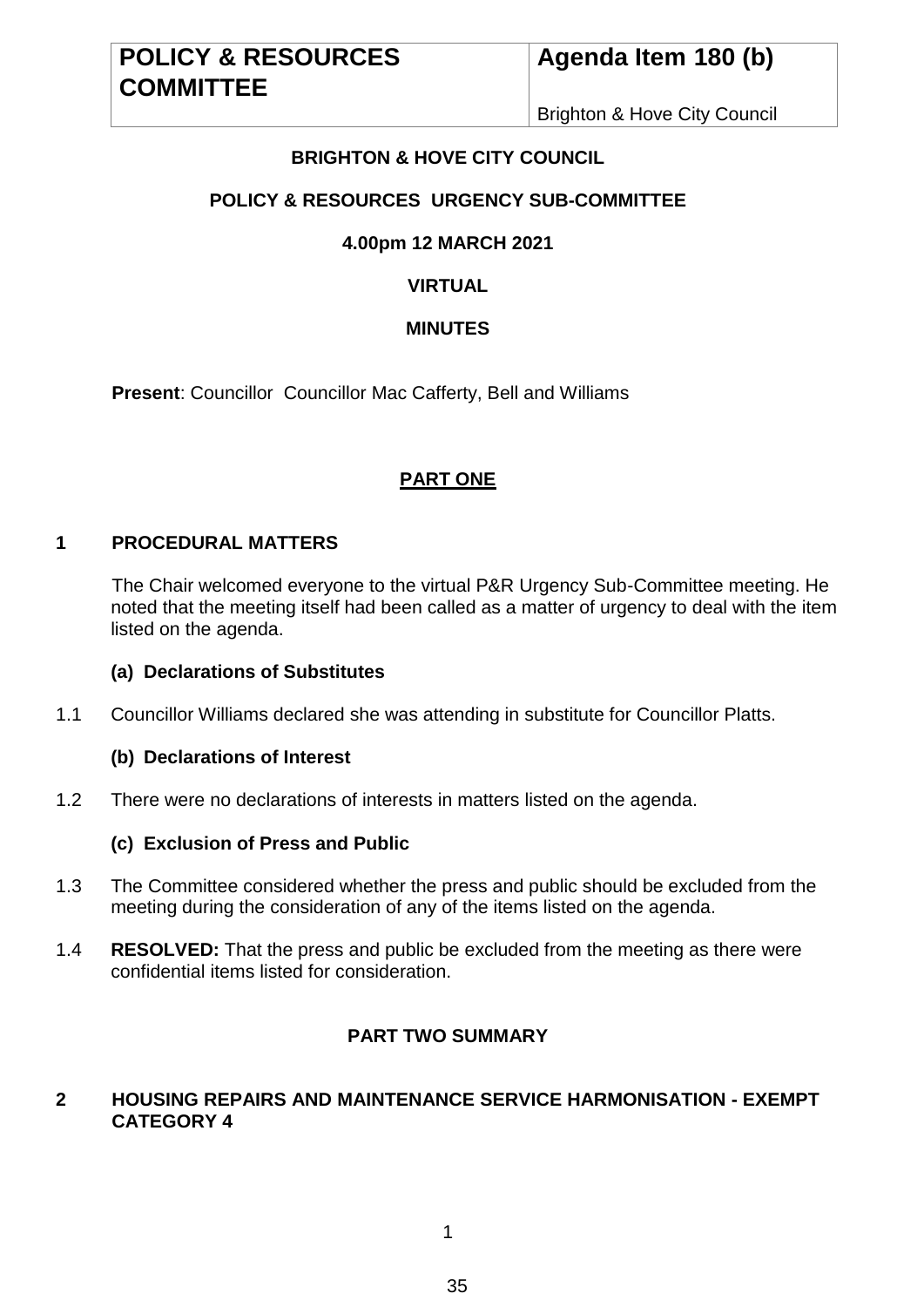| POLICY & RESOURCES COMMITTEE | Agenda Item 180 (b) |
| --- | --- |
| | Brighton & Hove City Council |

**BRIGHTON & HOVE CITY COUNCIL**

**POLICY & RESOURCES URGENCY SUB-COMMITTEE**

**4.00pm 12 MARCH 2021**

**VIRTUAL**

**MINUTES**

**Present**: Councillor Councillor Mac Cafferty, Bell and Williams

## PART ONE

### 1 PROCEDURAL MATTERS

The Chair welcomed everyone to the virtual P&R Urgency Sub-Committee meeting. He noted that the meeting itself had been called as a matter of urgency to deal with the item listed on the agenda.

**(a) Declarations of Substitutes**

1.1 Councillor Williams declared she was attending in substitute for Councillor Platts.

**(b) Declarations of Interest**

1.2 There were no declarations of interests in matters listed on the agenda.

**(c) Exclusion of Press and Public**

1.3 The Committee considered whether the press and public should be excluded from the meeting during the consideration of any of the items listed on the agenda.

1.4 **RESOLVED:** That the press and public be excluded from the meeting as there were confidential items listed for consideration.

## PART TWO SUMMARY

### 2 HOUSING REPAIRS AND MAINTENANCE SERVICE HARMONISATION - EXEMPT CATEGORY 4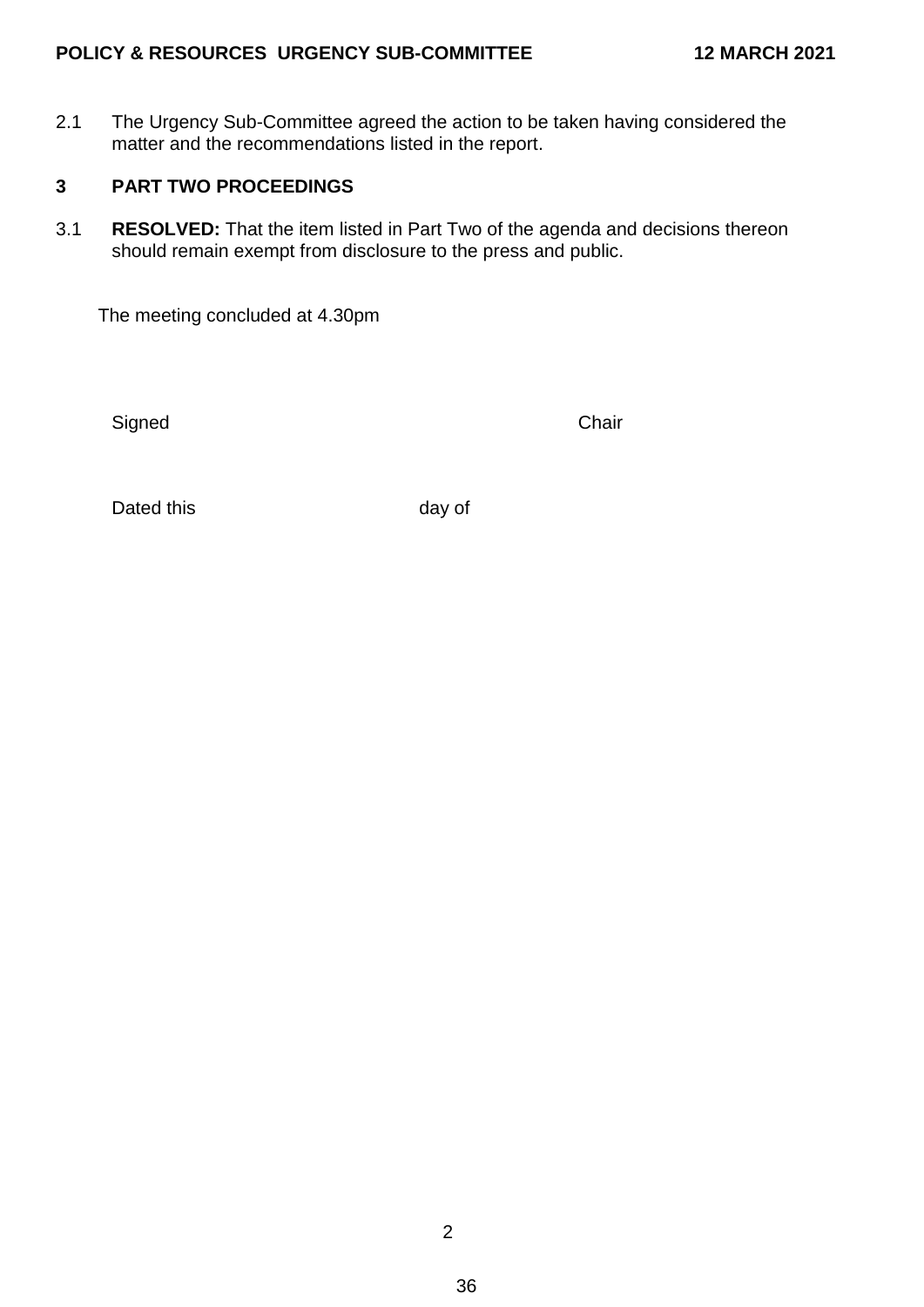2.1 The Urgency Sub-Committee agreed the action to be taken having considered the matter and the recommendations listed in the report.

## 3 PART TWO PROCEEDINGS

3.1 **RESOLVED:** That the item listed in Part Two of the agenda and decisions thereon should remain exempt from disclosure to the press and public.

The meeting concluded at 4.30pm

Signed Chair

Dated this day of